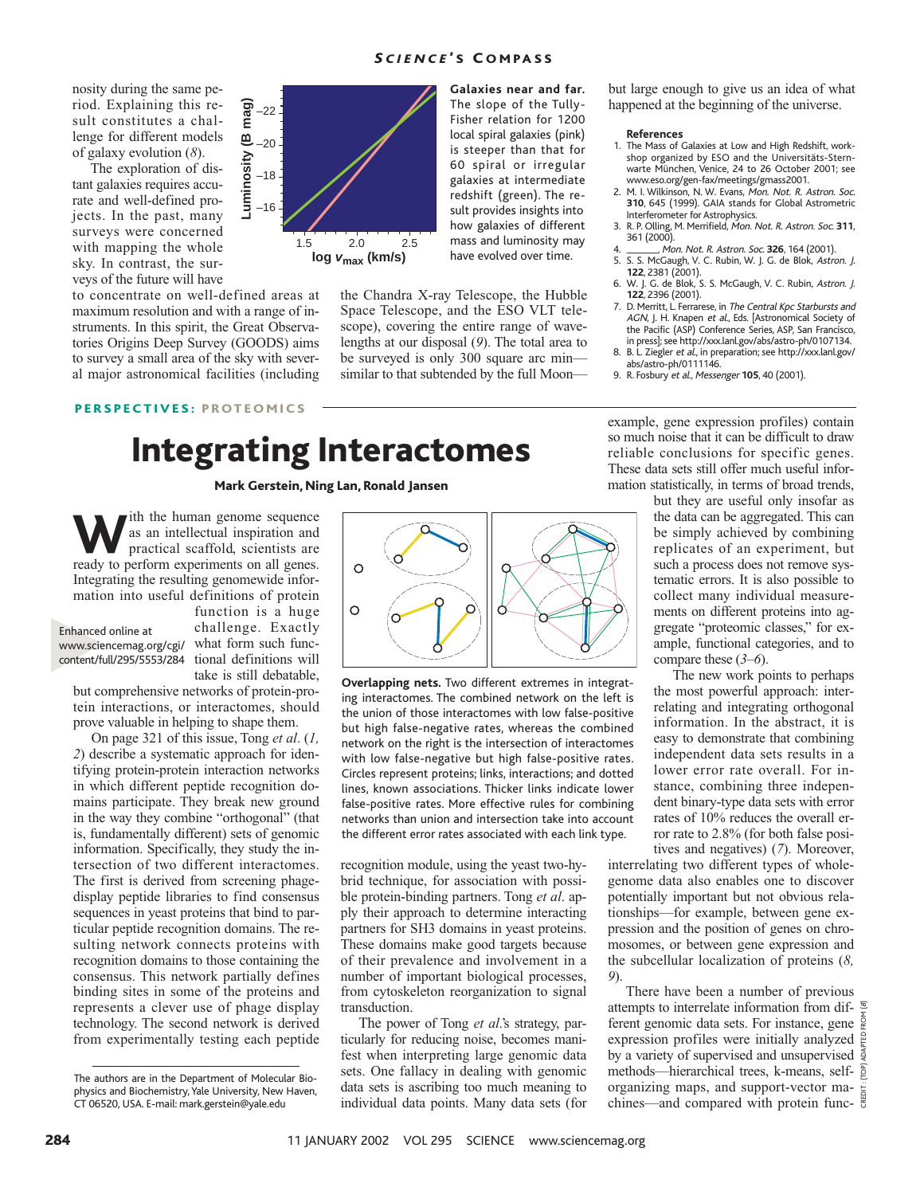nosity during the same period. Explaining this result constitutes a challenge for different models of galaxy evolution (*8*).

The exploration of distant galaxies requires accurate and well-defined projects. In the past, many surveys were concerned with mapping the whole sky. In contrast, the surveys of the future will have to concentrate on well-defined areas at maximum resolution and with a range of instruments. In this spirit, the Great Observatories Origins Deep Survey (GOODS) aims to survey a small area of the sky with several major astronomical facilities (including the Chandra X-ray Telescope, the Hubble Space Telescope, and the ESO VLT telescope), covering the entire range of wavelengths at our disposal (*9*). The total area to be surveyed is only 300 square arc min—similar to that subtended by the full Moon—but large enough to give us an idea of what happened at the beginning of the universe.

**Galaxies near and far.** The slope of the Tully-Fisher relation for 1200 local spiral galaxies (pink) is steeper than that for 60 spiral or irregular galaxies at intermediate redshift (green). The result provides insights into how galaxies of different mass and luminosity may have evolved over time.

### References

1. The Mass of Galaxies at Low and High Redshift, workshop organized by ESO and the Universitäts-Sternwarte München, Venice, 24 to 26 October 2001; see www.eso.org/gen-fax/meetings/gmass2001.
2. M. I. Wilkinson, N. W. Evans, *Mon. Not. R. Astron. Soc.* **310**, 645 (1999). GAIA stands for Global Astrometric Interferometer for Astrophysics.
3. R. P. Olling, M. Merrifield, *Mon. Not. R. Astron. Soc.* **311**, 361 (2000).
4. ______, *Mon. Not. R. Astron. Soc.* **326**, 164 (2001).
5. S. S. McGaugh, V. C. Rubin, W. J. G. de Blok, *Astron. J.* **122**, 2381 (2001).
6. W. J. G. de Blok, S. S. McGaugh, V. C. Rubin, *Astron. J.* **122**, 2396 (2001).
7. D. Merritt, L. Ferrarese, in *The Central Kpc Starbursts and AGN*, J. H. Knapen *et al.*, Eds. [Astronomical Society of the Pacific (ASP) Conference Series, ASP, San Francisco, in press]; see http://xxx.lanl.gov/abs/astro-ph/0107134.
8. B. L. Ziegler *et al.*, in preparation; see http://xxx.lanl.gov/abs/astro-ph/0111146.
9. R. Fosbury *et al.*, *Messenger* **105**, 40 (2001).

PERSPECTIVES: PROTEOMICS

# Integrating Interactomes

**Mark Gerstein, Ning Lan, Ronald Jansen**

With the human genome sequence as an intellectual inspiration and practical scaffold, scientists are ready to perform experiments on all genes. Integrating the resulting genomewide information into useful definitions of protein function is a huge challenge. Exactly what form such functional definitions will take is still debatable, but comprehensive networks of protein-protein interactions, or interactomes, should prove valuable in helping to shape them.

Enhanced online at www.sciencemag.org/cgi/content/full/295/5553/284

On page 321 of this issue, Tong *et al.* (*1, 2*) describe a systematic approach for identifying protein-protein interaction networks in which different peptide recognition domains participate. They break new ground in the way they combine "orthogonal" (that is, fundamentally different) sets of genomic information. Specifically, they study the intersection of two different interactomes. The first is derived from screening phage-display peptide libraries to find consensus sequences in yeast proteins that bind to particular peptide recognition domains. The resulting network connects proteins with recognition domains to those containing the consensus. This network partially defines binding sites in some of the proteins and represents a clever use of phage display technology. The second network is derived from experimentally testing each peptide recognition module, using the yeast two-hybrid technique, for association with possible protein-binding partners. Tong *et al.* apply their approach to determine interacting partners for SH3 domains in yeast proteins. These domains make good targets because of their prevalence and involvement in a number of important biological processes, from cytoskeleton reorganization to signal transduction.

**Overlapping nets.** Two different extremes in integrating interactomes. The combined network on the left is the union of those interactomes with low false-positive but high false-negative rates, whereas the combined network on the right is the intersection of interactomes with low false-negative but high false-positive rates. Circles represent proteins; links, interactions; and dotted lines, known associations. Thicker links indicate lower false-positive rates. More effective rules for combining networks than union and intersection take into account the different error rates associated with each link type.

The power of Tong *et al.*'s strategy, particularly for reducing noise, becomes manifest when interpreting large genomic data sets. One fallacy in dealing with genomic data sets is ascribing too much meaning to individual data points. Many data sets (for example, gene expression profiles) contain so much noise that it can be difficult to draw reliable conclusions for specific genes. These data sets still offer much useful information statistically, in terms of broad trends, but they are useful only insofar as the data can be aggregated. This can be simply achieved by combining replicates of an experiment, but such a process does not remove systematic errors. It is also possible to collect many individual measurements on different proteins into aggregate "proteomic classes," for example, functional categories, and to compare these (*3–6*).

The new work points to perhaps the most powerful approach: interrelating and integrating orthogonal information. In the abstract, it is easy to demonstrate that combining independent data sets results in a lower error rate overall. For instance, combining three independent binary-type data sets with error rates of 10% reduces the overall error rate to 2.8% (for both false positives and negatives) (*7*). Moreover, interrelating two different types of whole-genome data also enables one to discover potentially important but not obvious relationships—for example, between gene expression and the position of genes on chromosomes, or between gene expression and the subcellular localization of proteins (*8, 9*).

There have been a number of previous attempts to interrelate information from different genomic data sets. For instance, gene expression profiles were initially analyzed by a variety of supervised and unsupervised methods—hierarchical trees, k-means, self-organizing maps, and support-vector machines—and compared with protein func-

The authors are in the Department of Molecular Biophysics and Biochemistry, Yale University, New Haven, CT 06520, USA. E-mail: mark.gerstein@yale.edu

CREDIT: (TOP) ADAPTED FROM (8)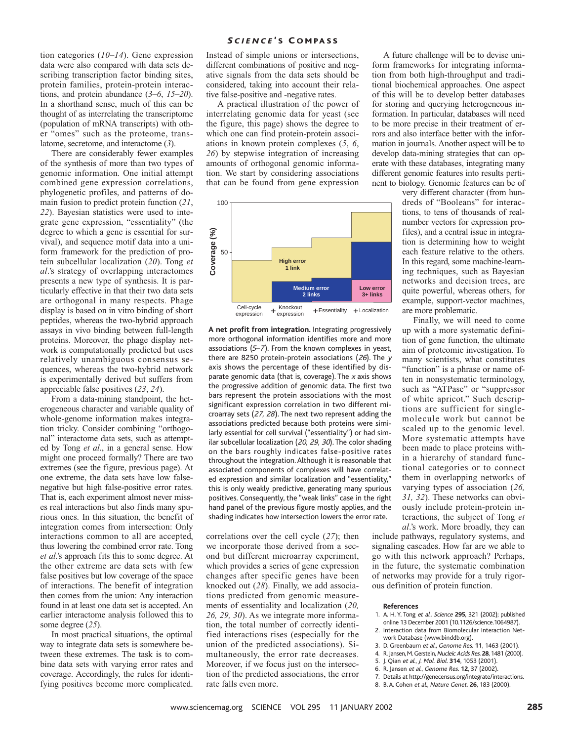tion categories (*10–14*). Gene expression data were also compared with data sets describing transcription factor binding sites, protein families, protein-protein interactions, and protein abundance (*3–6*, *15–20*). In a shorthand sense, much of this can be thought of as interrelating the transcriptome (population of mRNA transcripts) with other "omes" such as the proteome, translatome, secretome, and interactome (*3*).

There are considerably fewer examples of the synthesis of more than two types of genomic information. One initial attempt combined gene expression correlations, phylogenetic profiles, and patterns of domain fusion to predict protein function (*21*, *22*). Bayesian statistics were used to integrate gene expression, "essentiality" (the degree to which a gene is essential for survival), and sequence motif data into a uniform framework for the prediction of protein subcellular localization (*20*). Tong *et al.*'s strategy of overlapping interactomes presents a new type of synthesis. It is particularly effective in that their two data sets are orthogonal in many respects. Phage display is based on in vitro binding of short peptides, whereas the two-hybrid approach assays in vivo binding between full-length proteins. Moreover, the phage display network is computationally predicted but uses relatively unambiguous consensus sequences, whereas the two-hybrid network is experimentally derived but suffers from appreciable false positives (*23*, *24*).

From a data-mining standpoint, the heterogeneous character and variable quality of whole-genome information makes integration tricky. Consider combining "orthogonal" interactome data sets, such as attempted by Tong *et al*., in a general sense. How might one proceed formally? There are two extremes (see the figure, previous page). At one extreme, the data sets have low false-negative but high false-positive error rates. That is, each experiment almost never misses real interactions but also finds many spurious ones. In this situation, the benefit of integration comes from intersection: Only interactions common to all are accepted, thus lowering the combined error rate. Tong *et al.*'s approach fits this to some degree. At the other extreme are data sets with few false positives but low coverage of the space of interactions. The benefit of integration then comes from the union: Any interaction found in at least one data set is accepted. An earlier interactome analysis followed this to some degree (*25*).

In most practical situations, the optimal way to integrate data sets is somewhere between these extremes. The task is to combine data sets with varying error rates and coverage. Accordingly, the rules for identifying positives become more complicated. Instead of simple unions or intersections, different combinations of positive and negative signals from the data sets should be considered, taking into account their relative false-positive and -negative rates.

A practical illustration of the power of interrelating genomic data for yeast (see the figure, this page) shows the degree to which one can find protein-protein associations in known protein complexes (*5*, *6*, *26*) by stepwise integration of increasing amounts of orthogonal genomic information. We start by considering associations that can be found from gene expression correlations over the cell cycle (*27*); then we incorporate those derived from a second but different microarray experiment, which provides a series of gene expression changes after specific genes have been knocked out (*28*). Finally, we add associations predicted from genomic measurements of essentiality and localization (*20, 26, 29, 30*). As we integrate more information, the total number of correctly identified interactions rises (especially for the union of the predicted associations). Simultaneously, the error rate decreases. Moreover, if we focus just on the intersection of the predicted associations, the error rate falls even more.

Coverage (%)
100
50
High error
1 link
Medium error
2 links
Low error
3+ links
Cell-cycle expression
+ Knockout expression
+ Essentiality
+ Localization

**A net profit from integration.** Integrating progressively more orthogonal information identifies more and more associations (*5–7*). From the known complexes in yeast, there are 8250 protein-protein associations (*26*). The *y* axis shows the percentage of these identified by disparate genomic data (that is, coverage). The *x* axis shows the progressive addition of genomic data. The first two bars represent the protein associations with the most significant expression correlation in two different microarray sets (*27, 28*). The next two represent adding the associations predicted because both proteins were similarly essential for cell survival ("essentiality") or had similar subcellular localization (*20, 29, 30*). The color shading on the bars roughly indicates false-positive rates throughout the integration. Although it is reasonable that associated components of complexes will have correlated expression and similar localization and "essentiality," this is only weakly predictive, generating many spurious positives. Consequently, the "weak links" case in the right hand panel of the previous figure mostly applies, and the shading indicates how intersection lowers the error rate.

A future challenge will be to devise uniform frameworks for integrating information from both high-throughput and traditional biochemical approaches. One aspect of this will be to develop better databases for storing and querying heterogeneous information. In particular, databases will need to be more precise in their treatment of errors and also interface better with the information in journals. Another aspect will be to develop data-mining strategies that can operate with these databases, integrating many different genomic features into results pertinent to biology. Genomic features can be of very different character (from hundreds of "Booleans" for interactions, to tens of thousands of real-number vectors for expression profiles), and a central issue in integration is determining how to weight each feature relative to the others. In this regard, some machine-learning techniques, such as Bayesian networks and decision trees, are quite powerful, whereas others, for example, support-vector machines, are more problematic.

Finally, we will need to come up with a more systematic definition of gene function, the ultimate aim of proteomic investigation. To many scientists, what constitutes "function" is a phrase or name often in nonsystematic terminology, such as "ATPase" or "suppressor of white apricot." Such descriptions are sufficient for single-molecule work but cannot be scaled up to the genomic level. More systematic attempts have been made to place proteins within a hierarchy of standard functional categories or to connect them in overlapping networks of varying types of association (*26, 31, 32*). These networks can obviously include protein-protein interactions, the subject of Tong *et al.*'s work. More broadly, they can include pathways, regulatory systems, and signaling cascades. How far are we able to go with this network approach? Perhaps, in the future, the systematic combination of networks may provide for a truly rigorous definition of protein function.

### References

1. A. H. Y. Tong *et al., Science* **295**, 321 (2002); published online 13 December 2001 (10.1126/science.1064987).
2. Interaction data from Biomolecular Interaction Network Database (www.binddb.org).
3. D. Greenbaum *et al., Genome Res.* **11**, 1463 (2001).
4. R. Jansen, M. Gerstein, *Nucleic Acids Res.* **28**, 1481 (2000).
5. J. Qian *et al., J. Mol. Biol.* **314**, 1053 (2001).
6. R. Jansen *et al., Genome Res.* **12**, 37 (2002).
7. Details at http://genecensus.org/integrate/interactions.
8. B. A. Cohen *et al., Nature Genet.* **26**, 183 (2000).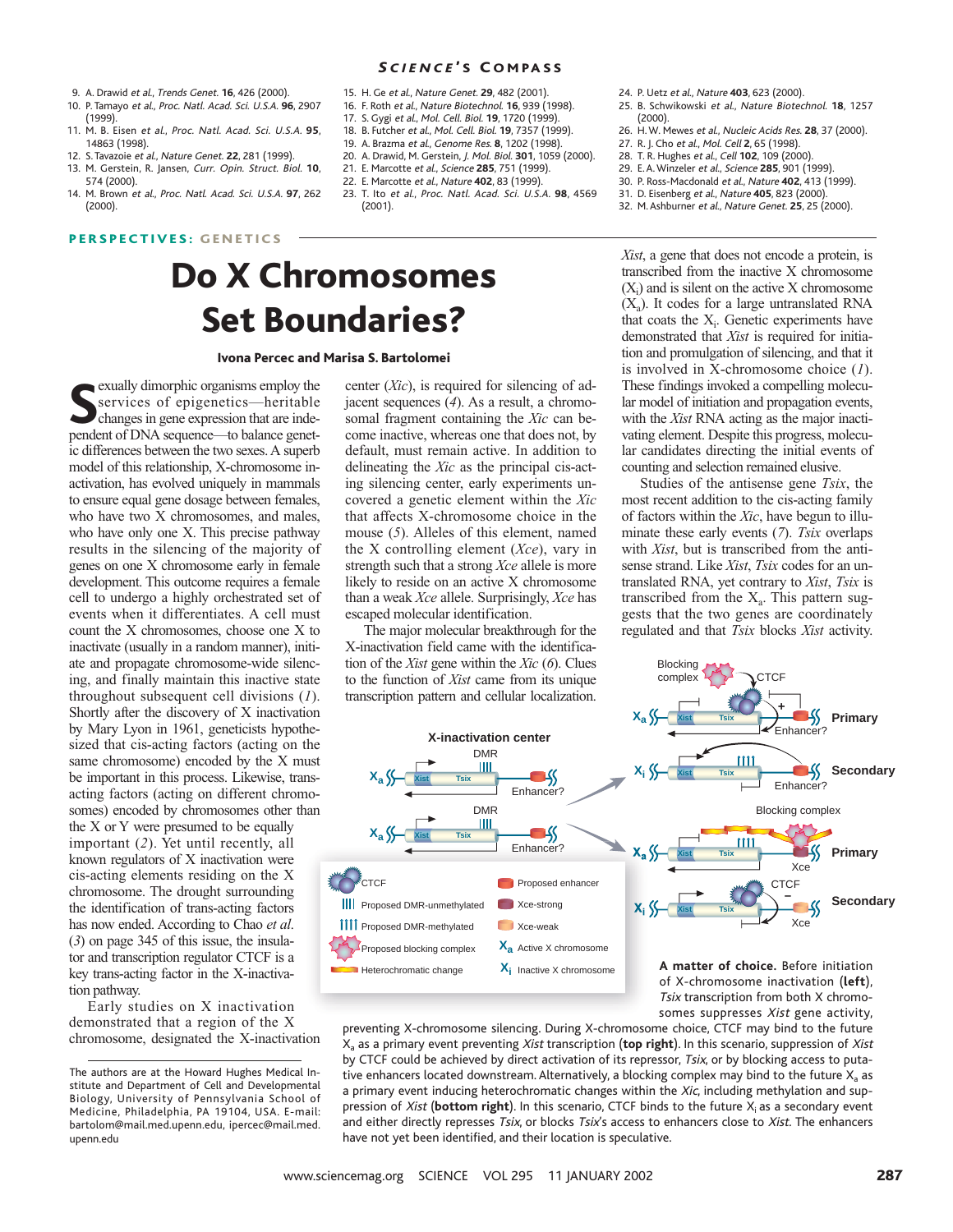9. A. Drawid et al., Trends Genet. 16, 426 (2000).
10. P. Tamayo et al., Proc. Natl. Acad. Sci. U.S.A. 96, 2907 (1999).
11. M. B. Eisen et al., Proc. Natl. Acad. Sci. U.S.A. 95, 14863 (1998).
12. S. Tavazoie et al., Nature Genet. 22, 281 (1999).
13. M. Gerstein, R. Jansen, Curr. Opin. Struct. Biol. 10, 574 (2000).
14. M. Brown et al., Proc. Natl. Acad. Sci. U.S.A. 97, 262 (2000).
15. H. Ge et al., Nature Genet. 29, 482 (2001).
16. F. Roth et al., Nature Biotechnol. 16, 939 (1998).
17. S. Gygi et al., Mol. Cell. Biol. 19, 1720 (1999).
18. B. Futcher et al., Mol. Cell. Biol. 19, 7357 (1999).
19. A. Brazma et al., Genome Res. 8, 1202 (1998).
20. A. Drawid, M. Gerstein, J. Mol. Biol. 301, 1059 (2000).
21. E. Marcotte et al., Science 285, 751 (1999).
22. E. Marcotte et al., Nature 402, 83 (1999).
23. T. Ito et al., Proc. Natl. Acad. Sci. U.S.A. 98, 4569 (2001).
24. P. Uetz et al., Nature 403, 623 (2000).
25. B. Schwikowski et al., Nature Biotechnol. 18, 1257 (2000).
26. H. W. Mewes et al., Nucleic Acids Res. 28, 37 (2000).
27. R. J. Cho et al., Mol. Cell 2, 65 (1998).
28. T. R. Hughes et al., Cell 102, 109 (2000).
29. E. A. Winzeler et al., Science 285, 901 (1999).
30. P. Ross-Macdonald et al., Nature 402, 413 (1999).
31. D. Eisenberg et al., Nature 405, 823 (2000).
32. M. Ashburner et al., Nature Genet. 25, 25 (2000).

PERSPECTIVES: GENETICS

# Do X Chromosomes Set Boundaries?

**Ivona Percec and Marisa S. Bartolomei**

Sexually dimorphic organisms employ the services of epigenetics—heritable changes in gene expression that are independent of DNA sequence—to balance genetic differences between the two sexes. A superb model of this relationship, X-chromosome inactivation, has evolved uniquely in mammals to ensure equal gene dosage between females, who have two X chromosomes, and males, who have only one X. This precise pathway results in the silencing of the majority of genes on one X chromosome early in female development. This outcome requires a female cell to undergo a highly orchestrated set of events when it differentiates. A cell must count the X chromosomes, choose one X to inactivate (usually in a random manner), initiate and propagate chromosome-wide silencing, and finally maintain this inactive state throughout subsequent cell divisions (*1*). Shortly after the discovery of X inactivation by Mary Lyon in 1961, geneticists hypothesized that cis-acting factors (acting on the same chromosome) encoded by the X must be important in this process. Likewise, trans-acting factors (acting on different chromosomes) encoded by chromosomes other than the X or Y were presumed to be equally important (*2*). Yet until recently, all known regulators of X inactivation were cis-acting elements residing on the X chromosome. The drought surrounding the identification of trans-acting factors has now ended. According to Chao *et al.* (*3*) on page 345 of this issue, the insulator and transcription regulator CTCF is a key trans-acting factor in the X-inactivation pathway.

Early studies on X inactivation demonstrated that a region of the X chromosome, designated the X-inactivation center (*Xic*), is required for silencing of adjacent sequences (*4*). As a result, a chromosomal fragment containing the *Xic* can become inactive, whereas one that does not, by default, must remain active. In addition to delineating the *Xic* as the principal cis-acting silencing center, early experiments uncovered a genetic element within the *Xic* that affects X-chromosome choice in the mouse (*5*). Alleles of this element, named the X controlling element (*Xce*), vary in strength such that a strong *Xce* allele is more likely to reside on an active X chromosome than a weak *Xce* allele. Surprisingly, *Xce* has escaped molecular identification.

The major molecular breakthrough for the X-inactivation field came with the identification of the *Xist* gene within the *Xic* (*6*). Clues to the function of *Xist* came from its unique transcription pattern and cellular localization. *Xist*, a gene that does not encode a protein, is transcribed from the inactive X chromosome ($X_i$) and is silent on the active X chromosome ($X_a$). It codes for a large untranslated RNA that coats the $X_i$. Genetic experiments have demonstrated that *Xist* is required for initiation and promulgation of silencing, and that it is involved in X-chromosome choice (*1*). These findings invoked a compelling molecular model of initiation and propagation events, with the *Xist* RNA acting as the major inactivating element. Despite this progress, molecular candidates directing the initial events of counting and selection remained elusive.

Studies of the antisense gene *Tsix*, the most recent addition to the cis-acting family of factors within the *Xic*, have begun to illuminate these early events (*7*). *Tsix* overlaps with *Xist*, but is transcribed from the antisense strand. Like *Xist*, *Tsix* codes for an untranslated RNA, yet contrary to *Xist*, *Tsix* is transcribed from the $X_a$. This pattern suggests that the two genes are coordinately regulated and that *Tsix* blocks *Xist* activity.

X-inactivation center
DMR
Xist
Tsix
Enhancer?
Blocking complex
CTCF
Primary
Secondary
Xce
CTCF
Proposed DMR-unmethylated
Proposed DMR-methylated
Proposed blocking complex
Heterochromatic change
Proposed enhancer
Xce-strong
Xce-weak
$X_a$ Active X chromosome
$X_i$ Inactive X chromosome

**A matter of choice.** Before initiation of X-chromosome inactivation (**left**), *Tsix* transcription from both X chromosomes suppresses *Xist* gene activity, preventing X-chromosome silencing. During X-chromosome choice, CTCF may bind to the future $X_a$ as a primary event preventing *Xist* transcription (**top right**). In this scenario, suppression of *Xist* by CTCF could be achieved by direct activation of its repressor, *Tsix*, or by blocking access to putative enhancers located downstream. Alternatively, a blocking complex may bind to the future $X_a$ as a primary event inducing heterochromatic changes within the *Xic*, including methylation and suppression of *Xist* (**bottom right**). In this scenario, CTCF binds to the future $X_i$ as a secondary event and either directly represses *Tsix*, or blocks *Tsix*'s access to enhancers close to *Xist*. The enhancers have not yet been identified, and their location is speculative.

The authors are at the Howard Hughes Medical Institute and Department of Cell and Developmental Biology, University of Pennsylvania School of Medicine, Philadelphia, PA 19104, USA. E-mail: bartolom@mail.med.upenn.edu, ipercec@mail.med.upenn.edu